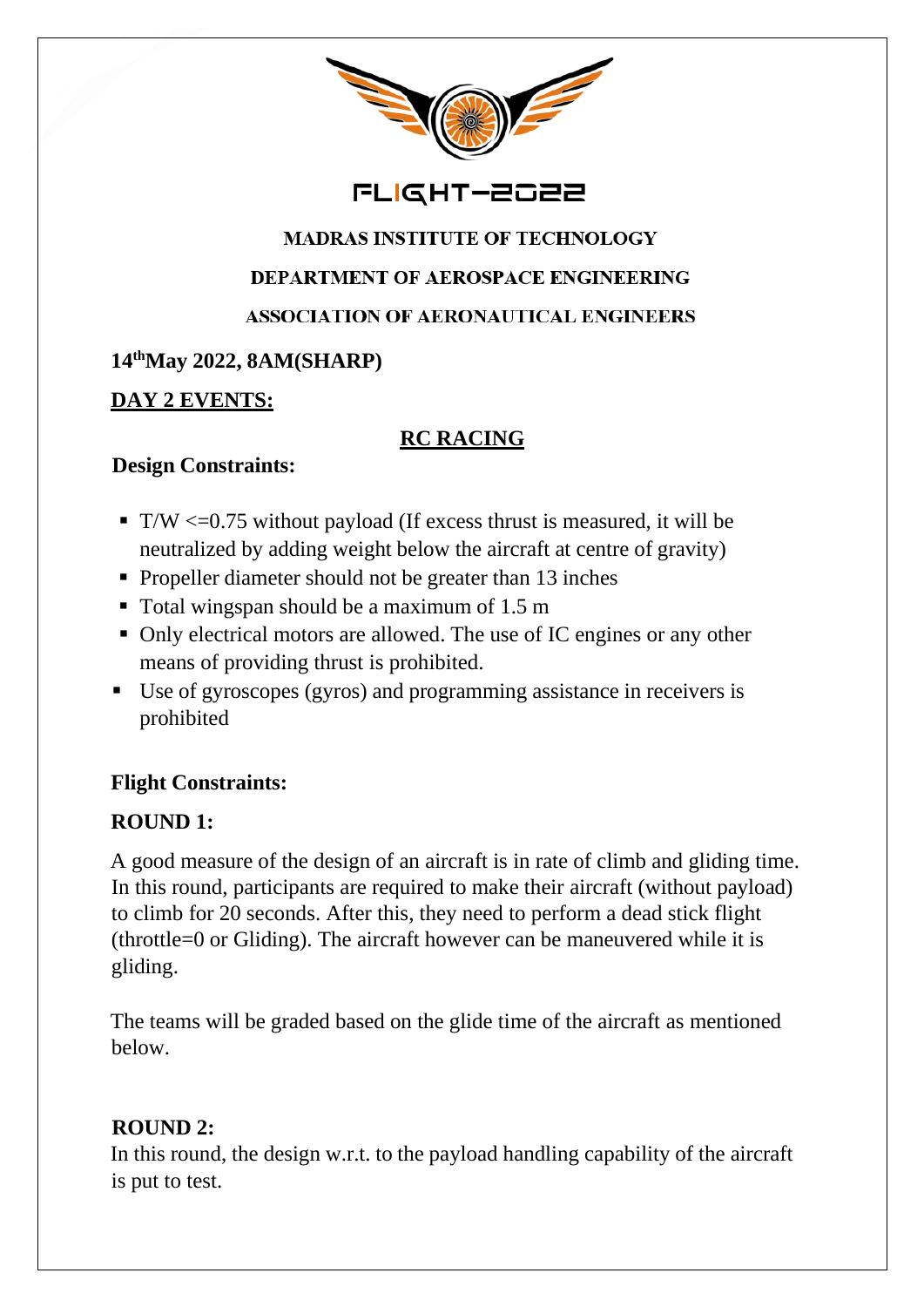# FLIGHT-2022

**MADRAS INSTITUTE OF TECHNOLOGY**

**DEPARTMENT OF AEROSPACE ENGINEERING**

**ASSOCIATION OF AERONAUTICAL ENGINEERS**

**14th May 2022, 8AM(SHARP)**

## DAY 2 EVENTS:

## RC RACING

### Design Constraints:

- T/W <=0.75 without payload (If excess thrust is measured, it will be neutralized by adding weight below the aircraft at centre of gravity)
- Propeller diameter should not be greater than 13 inches
- Total wingspan should be a maximum of 1.5 m
- Only electrical motors are allowed. The use of IC engines or any other means of providing thrust is prohibited.
- Use of gyroscopes (gyros) and programming assistance in receivers is prohibited

### Flight Constraints:

### ROUND 1:

A good measure of the design of an aircraft is in rate of climb and gliding time. In this round, participants are required to make their aircraft (without payload) to climb for 20 seconds. After this, they need to perform a dead stick flight (throttle=0 or Gliding). The aircraft however can be maneuvered while it is gliding.

The teams will be graded based on the glide time of the aircraft as mentioned below.

### ROUND 2:

In this round, the design w.r.t. to the payload handling capability of the aircraft is put to test.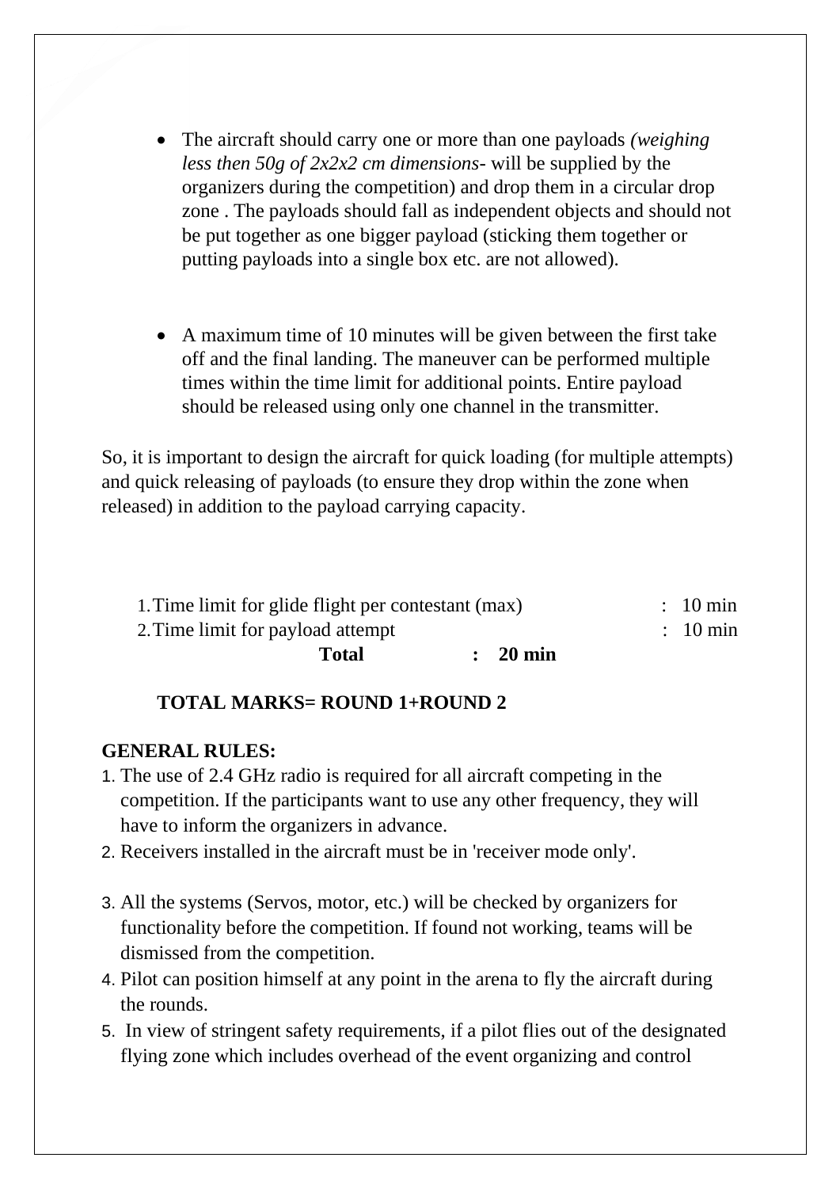- The aircraft should carry one or more than one payloads *(weighing less then 50g of 2x2x2 cm dimensions*- will be supplied by the organizers during the competition) and drop them in a circular drop zone . The payloads should fall as independent objects and should not be put together as one bigger payload (sticking them together or putting payloads into a single box etc. are not allowed).

- A maximum time of 10 minutes will be given between the first take off and the final landing. The maneuver can be performed multiple times within the time limit for additional points. Entire payload should be released using only one channel in the transmitter.

So, it is important to design the aircraft for quick loading (for multiple attempts) and quick releasing of payloads (to ensure they drop within the zone when released) in addition to the payload carrying capacity.

1. Time limit for glide flight per contestant (max) : 10 min
2. Time limit for payload attempt : 10 min

**Total : 20 min**

**TOTAL MARKS= ROUND 1+ROUND 2**

**GENERAL RULES:**

1. The use of 2.4 GHz radio is required for all aircraft competing in the competition. If the participants want to use any other frequency, they will have to inform the organizers in advance.
2. Receivers installed in the aircraft must be in 'receiver mode only'.
3. All the systems (Servos, motor, etc.) will be checked by organizers for functionality before the competition. If found not working, teams will be dismissed from the competition.
4. Pilot can position himself at any point in the arena to fly the aircraft during the rounds.
5. In view of stringent safety requirements, if a pilot flies out of the designated flying zone which includes overhead of the event organizing and control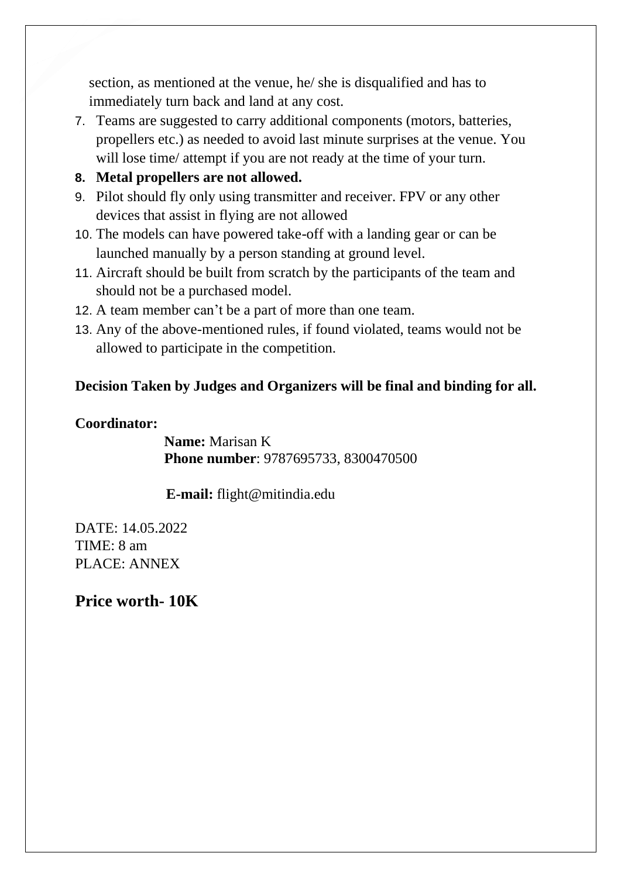section, as mentioned at the venue, he/ she is disqualified and has to immediately turn back and land at any cost.

7. Teams are suggested to carry additional components (motors, batteries, propellers etc.) as needed to avoid last minute surprises at the venue. You will lose time/ attempt if you are not ready at the time of your turn.
8. **Metal propellers are not allowed.**
9. Pilot should fly only using transmitter and receiver. FPV or any other devices that assist in flying are not allowed
10. The models can have powered take-off with a landing gear or can be launched manually by a person standing at ground level.
11. Aircraft should be built from scratch by the participants of the team and should not be a purchased model.
12. A team member can't be a part of more than one team.
13. Any of the above-mentioned rules, if found violated, teams would not be allowed to participate in the competition.

**Decision Taken by Judges and Organizers will be final and binding for all.**

**Coordinator:**

**Name:** Marisan K
**Phone number**: 9787695733, 8300470500

**E-mail:** flight@mitindia.edu

DATE: 14.05.2022
TIME: 8 am
PLACE: ANNEX

## Price worth- 10K